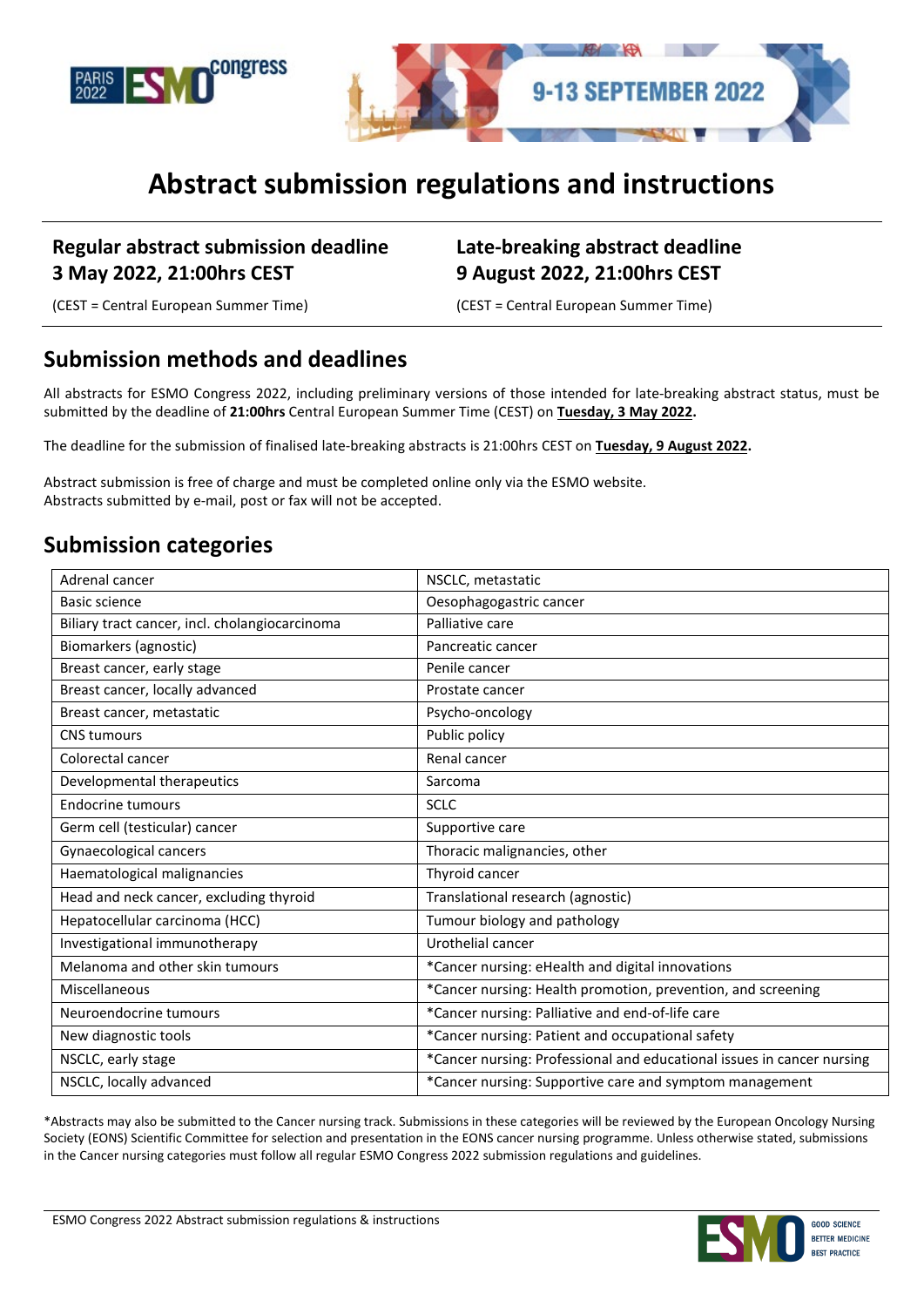# Abstract submission regulations and instructions

**Regular abstract submission deadline**
**3 May 2022, 21:00hrs CEST**

(CEST = Central European Summer Time)

**Late-breaking abstract deadline**
**9 August 2022, 21:00hrs CEST**

(CEST = Central European Summer Time)

## Submission methods and deadlines

All abstracts for ESMO Congress 2022, including preliminary versions of those intended for late-breaking abstract status, must be submitted by the deadline of **21:00hrs** Central European Summer Time (CEST) on **Tuesday, 3 May 2022.**

The deadline for the submission of finalised late-breaking abstracts is 21:00hrs CEST on **Tuesday, 9 August 2022.**

Abstract submission is free of charge and must be completed online only via the ESMO website.
Abstracts submitted by e-mail, post or fax will not be accepted.

## Submission categories

| | |
|---|---|
| Adrenal cancer | NSCLC, metastatic |
| Basic science | Oesophagogastric cancer |
| Biliary tract cancer, incl. cholangiocarcinoma | Palliative care |
| Biomarkers (agnostic) | Pancreatic cancer |
| Breast cancer, early stage | Penile cancer |
| Breast cancer, locally advanced | Prostate cancer |
| Breast cancer, metastatic | Psycho-oncology |
| CNS tumours | Public policy |
| Colorectal cancer | Renal cancer |
| Developmental therapeutics | Sarcoma |
| Endocrine tumours | SCLC |
| Germ cell (testicular) cancer | Supportive care |
| Gynaecological cancers | Thoracic malignancies, other |
| Haematological malignancies | Thyroid cancer |
| Head and neck cancer, excluding thyroid | Translational research (agnostic) |
| Hepatocellular carcinoma (HCC) | Tumour biology and pathology |
| Investigational immunotherapy | Urothelial cancer |
| Melanoma and other skin tumours | *Cancer nursing: eHealth and digital innovations |
| Miscellaneous | *Cancer nursing: Health promotion, prevention, and screening |
| Neuroendocrine tumours | *Cancer nursing: Palliative and end-of-life care |
| New diagnostic tools | *Cancer nursing: Patient and occupational safety |
| NSCLC, early stage | *Cancer nursing: Professional and educational issues in cancer nursing |
| NSCLC, locally advanced | *Cancer nursing: Supportive care and symptom management |

*Abstracts may also be submitted to the Cancer nursing track. Submissions in these categories will be reviewed by the European Oncology Nursing Society (EONS) Scientific Committee for selection and presentation in the EONS cancer nursing programme. Unless otherwise stated, submissions in the Cancer nursing categories must follow all regular ESMO Congress 2022 submission regulations and guidelines.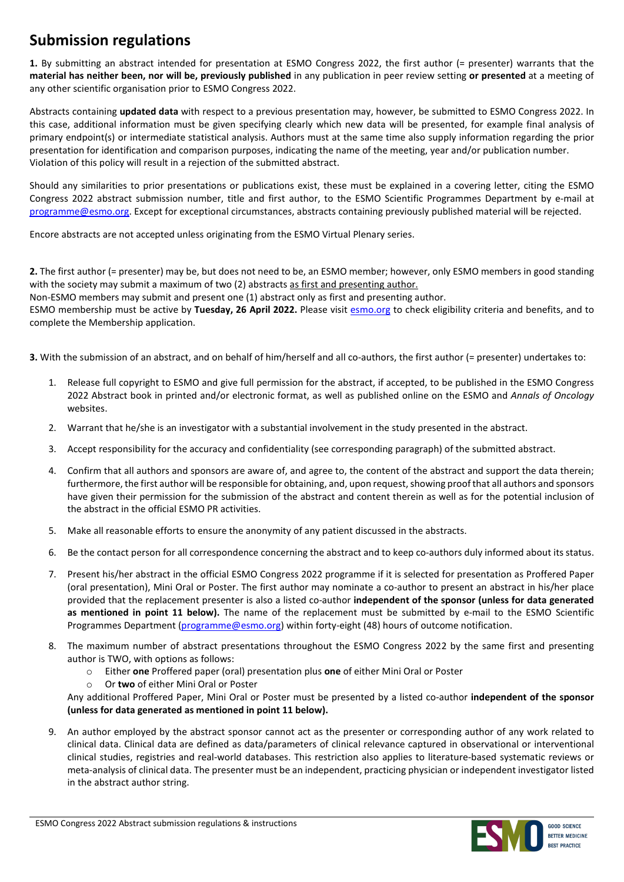## Submission regulations

**1.** By submitting an abstract intended for presentation at ESMO Congress 2022, the first author (= presenter) warrants that the **material has neither been, nor will be, previously published** in any publication in peer review setting **or presented** at a meeting of any other scientific organisation prior to ESMO Congress 2022.

Abstracts containing **updated data** with respect to a previous presentation may, however, be submitted to ESMO Congress 2022. In this case, additional information must be given specifying clearly which new data will be presented, for example final analysis of primary endpoint(s) or intermediate statistical analysis. Authors must at the same time also supply information regarding the prior presentation for identification and comparison purposes, indicating the name of the meeting, year and/or publication number. Violation of this policy will result in a rejection of the submitted abstract.

Should any similarities to prior presentations or publications exist, these must be explained in a covering letter, citing the ESMO Congress 2022 abstract submission number, title and first author, to the ESMO Scientific Programmes Department by e-mail at programme@esmo.org. Except for exceptional circumstances, abstracts containing previously published material will be rejected.

Encore abstracts are not accepted unless originating from the ESMO Virtual Plenary series.

**2.** The first author (= presenter) may be, but does not need to be, an ESMO member; however, only ESMO members in good standing with the society may submit a maximum of two (2) abstracts as first and presenting author.
Non-ESMO members may submit and present one (1) abstract only as first and presenting author.
ESMO membership must be active by **Tuesday, 26 April 2022.** Please visit esmo.org to check eligibility criteria and benefits, and to complete the Membership application.

**3.** With the submission of an abstract, and on behalf of him/herself and all co-authors, the first author (= presenter) undertakes to:

1. Release full copyright to ESMO and give full permission for the abstract, if accepted, to be published in the ESMO Congress 2022 Abstract book in printed and/or electronic format, as well as published online on the ESMO and *Annals of Oncology* websites.
2. Warrant that he/she is an investigator with a substantial involvement in the study presented in the abstract.
3. Accept responsibility for the accuracy and confidentiality (see corresponding paragraph) of the submitted abstract.
4. Confirm that all authors and sponsors are aware of, and agree to, the content of the abstract and support the data therein; furthermore, the first author will be responsible for obtaining, and, upon request, showing proof that all authors and sponsors have given their permission for the submission of the abstract and content therein as well as for the potential inclusion of the abstract in the official ESMO PR activities.
5. Make all reasonable efforts to ensure the anonymity of any patient discussed in the abstracts.
6. Be the contact person for all correspondence concerning the abstract and to keep co-authors duly informed about its status.
7. Present his/her abstract in the official ESMO Congress 2022 programme if it is selected for presentation as Proffered Paper (oral presentation), Mini Oral or Poster. The first author may nominate a co-author to present an abstract in his/her place provided that the replacement presenter is also a listed co-author **independent of the sponsor (unless for data generated as mentioned in point 11 below).** The name of the replacement must be submitted by e-mail to the ESMO Scientific Programmes Department (programme@esmo.org) within forty-eight (48) hours of outcome notification.
8. The maximum number of abstract presentations throughout the ESMO Congress 2022 by the same first and presenting author is TWO, with options as follows:
   - Either **one** Proffered paper (oral) presentation plus **one** of either Mini Oral or Poster
   - Or **two** of either Mini Oral or Poster

   Any additional Proffered Paper, Mini Oral or Poster must be presented by a listed co-author **independent of the sponsor (unless for data generated as mentioned in point 11 below).**
9. An author employed by the abstract sponsor cannot act as the presenter or corresponding author of any work related to clinical data. Clinical data are defined as data/parameters of clinical relevance captured in observational or interventional clinical studies, registries and real-world databases. This restriction also applies to literature-based systematic reviews or meta-analysis of clinical data. The presenter must be an independent, practicing physician or independent investigator listed in the abstract author string.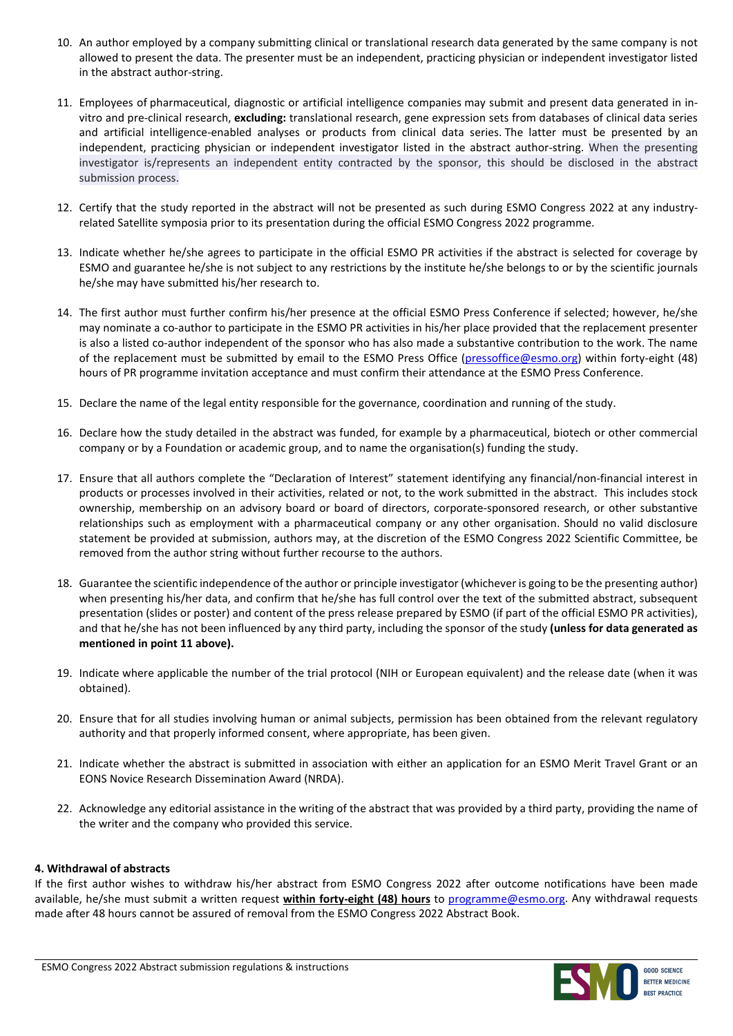10. An author employed by a company submitting clinical or translational research data generated by the same company is not allowed to present the data. The presenter must be an independent, practicing physician or independent investigator listed in the abstract author-string.

11. Employees of pharmaceutical, diagnostic or artificial intelligence companies may submit and present data generated in in-vitro and pre-clinical research, **excluding:** translational research, gene expression sets from databases of clinical data series and artificial intelligence-enabled analyses or products from clinical data series. The latter must be presented by an independent, practicing physician or independent investigator listed in the abstract author-string. When the presenting investigator is/represents an independent entity contracted by the sponsor, this should be disclosed in the abstract submission process.

12. Certify that the study reported in the abstract will not be presented as such during ESMO Congress 2022 at any industry-related Satellite symposia prior to its presentation during the official ESMO Congress 2022 programme.

13. Indicate whether he/she agrees to participate in the official ESMO PR activities if the abstract is selected for coverage by ESMO and guarantee he/she is not subject to any restrictions by the institute he/she belongs to or by the scientific journals he/she may have submitted his/her research to.

14. The first author must further confirm his/her presence at the official ESMO Press Conference if selected; however, he/she may nominate a co-author to participate in the ESMO PR activities in his/her place provided that the replacement presenter is also a listed co-author independent of the sponsor who has also made a substantive contribution to the work. The name of the replacement must be submitted by email to the ESMO Press Office (pressoffice@esmo.org) within forty-eight (48) hours of PR programme invitation acceptance and must confirm their attendance at the ESMO Press Conference.

15. Declare the name of the legal entity responsible for the governance, coordination and running of the study.

16. Declare how the study detailed in the abstract was funded, for example by a pharmaceutical, biotech or other commercial company or by a Foundation or academic group, and to name the organisation(s) funding the study.

17. Ensure that all authors complete the "Declaration of Interest" statement identifying any financial/non-financial interest in products or processes involved in their activities, related or not, to the work submitted in the abstract. This includes stock ownership, membership on an advisory board or board of directors, corporate-sponsored research, or other substantive relationships such as employment with a pharmaceutical company or any other organisation. Should no valid disclosure statement be provided at submission, authors may, at the discretion of the ESMO Congress 2022 Scientific Committee, be removed from the author string without further recourse to the authors.

18. Guarantee the scientific independence of the author or principle investigator (whichever is going to be the presenting author) when presenting his/her data, and confirm that he/she has full control over the text of the submitted abstract, subsequent presentation (slides or poster) and content of the press release prepared by ESMO (if part of the official ESMO PR activities), and that he/she has not been influenced by any third party, including the sponsor of the study **(unless for data generated as mentioned in point 11 above).**

19. Indicate where applicable the number of the trial protocol (NIH or European equivalent) and the release date (when it was obtained).

20. Ensure that for all studies involving human or animal subjects, permission has been obtained from the relevant regulatory authority and that properly informed consent, where appropriate, has been given.

21. Indicate whether the abstract is submitted in association with either an application for an ESMO Merit Travel Grant or an EONS Novice Research Dissemination Award (NRDA).

22. Acknowledge any editorial assistance in the writing of the abstract that was provided by a third party, providing the name of the writer and the company who provided this service.

#### 4. Withdrawal of abstracts

If the first author wishes to withdraw his/her abstract from ESMO Congress 2022 after outcome notifications have been made available, he/she must submit a written request **within forty-eight (48) hours** to programme@esmo.org. Any withdrawal requests made after 48 hours cannot be assured of removal from the ESMO Congress 2022 Abstract Book.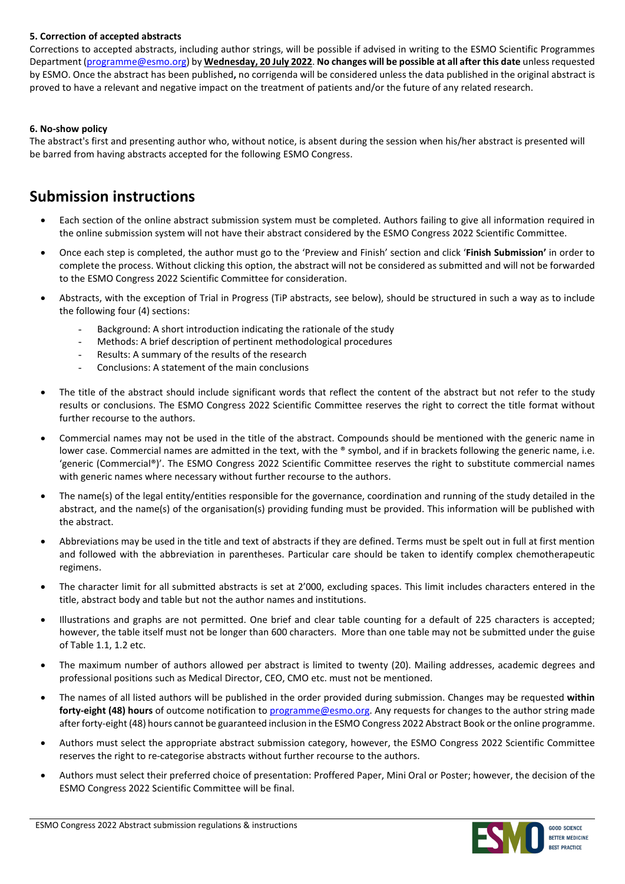**5. Correction of accepted abstracts**

Corrections to accepted abstracts, including author strings, will be possible if advised in writing to the ESMO Scientific Programmes Department (programme@esmo.org) by **Wednesday, 20 July 2022**. **No changes will be possible at all after this date** unless requested by ESMO. Once the abstract has been published**,** no corrigenda will be considered unless the data published in the original abstract is proved to have a relevant and negative impact on the treatment of patients and/or the future of any related research.

**6. No-show policy**

The abstract's first and presenting author who, without notice, is absent during the session when his/her abstract is presented will be barred from having abstracts accepted for the following ESMO Congress.

# Submission instructions

- Each section of the online abstract submission system must be completed. Authors failing to give all information required in the online submission system will not have their abstract considered by the ESMO Congress 2022 Scientific Committee.
- Once each step is completed, the author must go to the 'Preview and Finish' section and click '**Finish Submission'** in order to complete the process. Without clicking this option, the abstract will not be considered as submitted and will not be forwarded to the ESMO Congress 2022 Scientific Committee for consideration.
- Abstracts, with the exception of Trial in Progress (TiP abstracts, see below), should be structured in such a way as to include the following four (4) sections:
  - Background: A short introduction indicating the rationale of the study
  - Methods: A brief description of pertinent methodological procedures
  - Results: A summary of the results of the research
  - Conclusions: A statement of the main conclusions
- The title of the abstract should include significant words that reflect the content of the abstract but not refer to the study results or conclusions. The ESMO Congress 2022 Scientific Committee reserves the right to correct the title format without further recourse to the authors.
- Commercial names may not be used in the title of the abstract. Compounds should be mentioned with the generic name in lower case. Commercial names are admitted in the text, with the ® symbol, and if in brackets following the generic name, i.e. 'generic (Commercial®)'. The ESMO Congress 2022 Scientific Committee reserves the right to substitute commercial names with generic names where necessary without further recourse to the authors.
- The name(s) of the legal entity/entities responsible for the governance, coordination and running of the study detailed in the abstract, and the name(s) of the organisation(s) providing funding must be provided. This information will be published with the abstract.
- Abbreviations may be used in the title and text of abstracts if they are defined. Terms must be spelt out in full at first mention and followed with the abbreviation in parentheses. Particular care should be taken to identify complex chemotherapeutic regimens.
- The character limit for all submitted abstracts is set at 2'000, excluding spaces. This limit includes characters entered in the title, abstract body and table but not the author names and institutions.
- Illustrations and graphs are not permitted. One brief and clear table counting for a default of 225 characters is accepted; however, the table itself must not be longer than 600 characters. More than one table may not be submitted under the guise of Table 1.1, 1.2 etc.
- The maximum number of authors allowed per abstract is limited to twenty (20). Mailing addresses, academic degrees and professional positions such as Medical Director, CEO, CMO etc. must not be mentioned.
- The names of all listed authors will be published in the order provided during submission. Changes may be requested **within forty-eight (48) hours** of outcome notification to programme@esmo.org. Any requests for changes to the author string made after forty-eight (48) hours cannot be guaranteed inclusion in the ESMO Congress 2022 Abstract Book or the online programme.
- Authors must select the appropriate abstract submission category, however, the ESMO Congress 2022 Scientific Committee reserves the right to re-categorise abstracts without further recourse to the authors.
- Authors must select their preferred choice of presentation: Proffered Paper, Mini Oral or Poster; however, the decision of the ESMO Congress 2022 Scientific Committee will be final.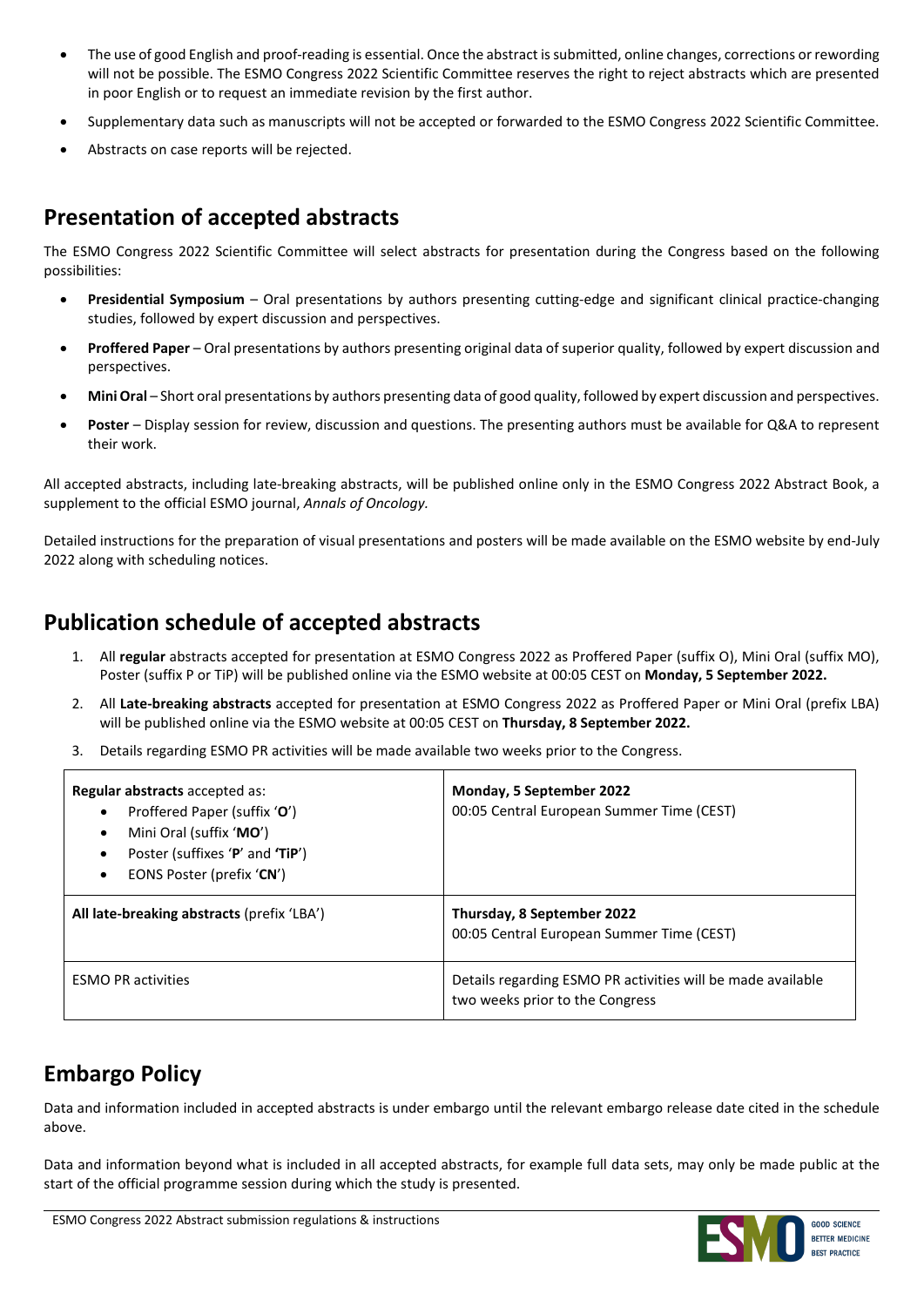- The use of good English and proof-reading is essential. Once the abstract is submitted, online changes, corrections or rewording will not be possible. The ESMO Congress 2022 Scientific Committee reserves the right to reject abstracts which are presented in poor English or to request an immediate revision by the first author.
- Supplementary data such as manuscripts will not be accepted or forwarded to the ESMO Congress 2022 Scientific Committee.
- Abstracts on case reports will be rejected.

## Presentation of accepted abstracts

The ESMO Congress 2022 Scientific Committee will select abstracts for presentation during the Congress based on the following possibilities:

- **Presidential Symposium** – Oral presentations by authors presenting cutting-edge and significant clinical practice-changing studies, followed by expert discussion and perspectives.
- **Proffered Paper** – Oral presentations by authors presenting original data of superior quality, followed by expert discussion and perspectives.
- **Mini Oral** – Short oral presentations by authors presenting data of good quality, followed by expert discussion and perspectives.
- **Poster** – Display session for review, discussion and questions. The presenting authors must be available for Q&A to represent their work.

All accepted abstracts, including late-breaking abstracts, will be published online only in the ESMO Congress 2022 Abstract Book, a supplement to the official ESMO journal, *Annals of Oncology.*

Detailed instructions for the preparation of visual presentations and posters will be made available on the ESMO website by end-July 2022 along with scheduling notices.

## Publication schedule of accepted abstracts

1. All **regular** abstracts accepted for presentation at ESMO Congress 2022 as Proffered Paper (suffix O), Mini Oral (suffix MO), Poster (suffix P or TiP) will be published online via the ESMO website at 00:05 CEST on **Monday, 5 September 2022.**
2. All **Late-breaking abstracts** accepted for presentation at ESMO Congress 2022 as Proffered Paper or Mini Oral (prefix LBA) will be published online via the ESMO website at 00:05 CEST on **Thursday, 8 September 2022.**
3. Details regarding ESMO PR activities will be made available two weeks prior to the Congress.

| | |
|---|---|
| **Regular abstracts** accepted as:<br>• Proffered Paper (suffix '**O**')<br>• Mini Oral (suffix '**MO**')<br>• Poster (suffixes '**P**' and **'TiP**')<br>• EONS Poster (prefix '**CN**') | **Monday, 5 September 2022**<br>00:05 Central European Summer Time (CEST) |
| **All late-breaking abstracts** (prefix 'LBA') | **Thursday, 8 September 2022**<br>00:05 Central European Summer Time (CEST) |
| ESMO PR activities | Details regarding ESMO PR activities will be made available two weeks prior to the Congress |

## Embargo Policy

Data and information included in accepted abstracts is under embargo until the relevant embargo release date cited in the schedule above.

Data and information beyond what is included in all accepted abstracts, for example full data sets, may only be made public at the start of the official programme session during which the study is presented.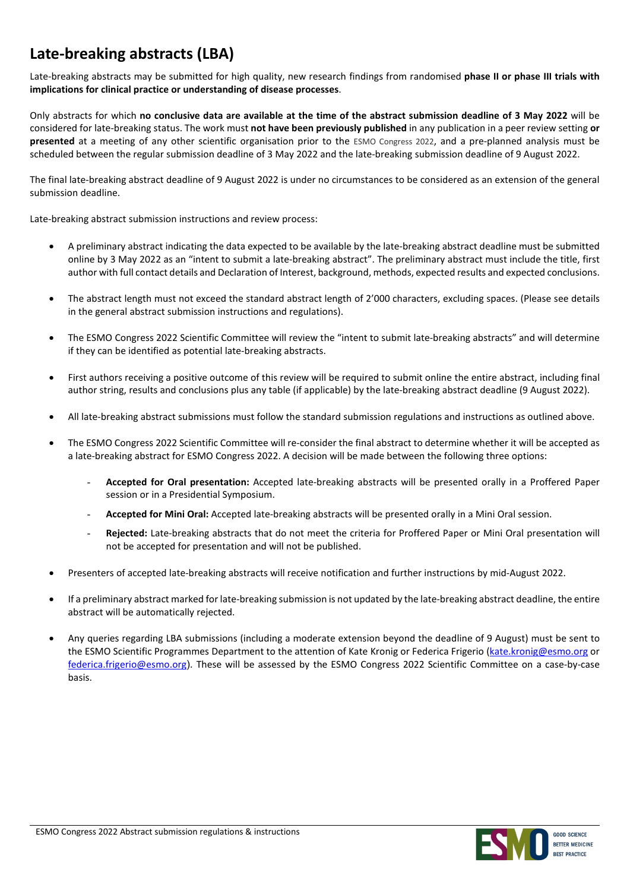# Late-breaking abstracts (LBA)

Late-breaking abstracts may be submitted for high quality, new research findings from randomised **phase II or phase III trials with implications for clinical practice or understanding of disease processes**.

Only abstracts for which **no conclusive data are available at the time of the abstract submission deadline of 3 May 2022** will be considered for late-breaking status. The work must **not have been previously published** in any publication in a peer review setting **or presented** at a meeting of any other scientific organisation prior to the ESMO Congress 2022, and a pre-planned analysis must be scheduled between the regular submission deadline of 3 May 2022 and the late-breaking submission deadline of 9 August 2022.

The final late-breaking abstract deadline of 9 August 2022 is under no circumstances to be considered as an extension of the general submission deadline.

Late-breaking abstract submission instructions and review process:

- A preliminary abstract indicating the data expected to be available by the late-breaking abstract deadline must be submitted online by 3 May 2022 as an "intent to submit a late-breaking abstract". The preliminary abstract must include the title, first author with full contact details and Declaration of Interest, background, methods, expected results and expected conclusions.

- The abstract length must not exceed the standard abstract length of 2'000 characters, excluding spaces. (Please see details in the general abstract submission instructions and regulations).

- The ESMO Congress 2022 Scientific Committee will review the "intent to submit late-breaking abstracts" and will determine if they can be identified as potential late-breaking abstracts.

- First authors receiving a positive outcome of this review will be required to submit online the entire abstract, including final author string, results and conclusions plus any table (if applicable) by the late-breaking abstract deadline (9 August 2022).

- All late-breaking abstract submissions must follow the standard submission regulations and instructions as outlined above.

- The ESMO Congress 2022 Scientific Committee will re-consider the final abstract to determine whether it will be accepted as a late-breaking abstract for ESMO Congress 2022. A decision will be made between the following three options:

    - **Accepted for Oral presentation:** Accepted late-breaking abstracts will be presented orally in a Proffered Paper session or in a Presidential Symposium.
    - **Accepted for Mini Oral:** Accepted late-breaking abstracts will be presented orally in a Mini Oral session.
    - **Rejected:** Late-breaking abstracts that do not meet the criteria for Proffered Paper or Mini Oral presentation will not be accepted for presentation and will not be published.

- Presenters of accepted late-breaking abstracts will receive notification and further instructions by mid-August 2022.

- If a preliminary abstract marked for late-breaking submission is not updated by the late-breaking abstract deadline, the entire abstract will be automatically rejected.

- Any queries regarding LBA submissions (including a moderate extension beyond the deadline of 9 August) must be sent to the ESMO Scientific Programmes Department to the attention of Kate Kronig or Federica Frigerio (kate.kronig@esmo.org or federica.frigerio@esmo.org). These will be assessed by the ESMO Congress 2022 Scientific Committee on a case-by-case basis.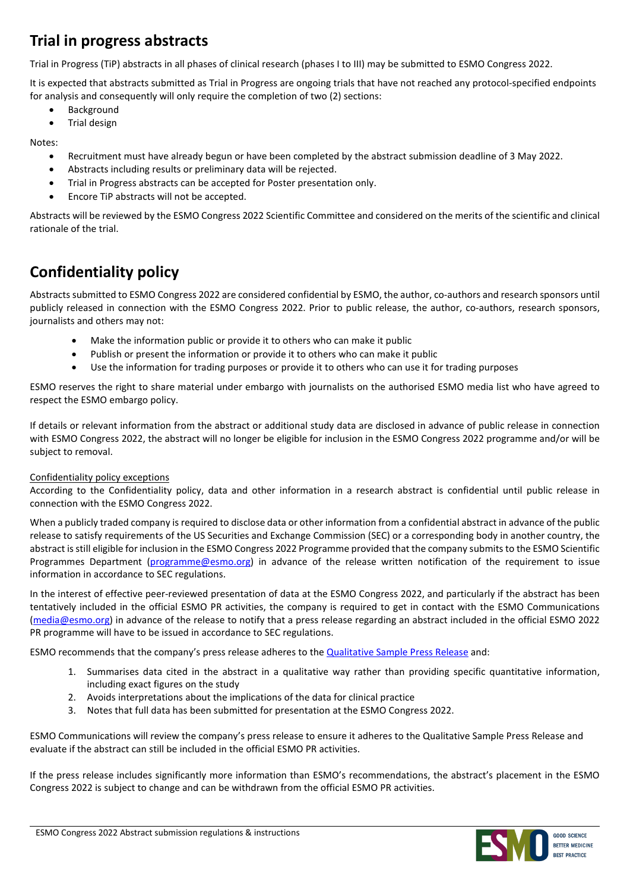## Trial in progress abstracts

Trial in Progress (TiP) abstracts in all phases of clinical research (phases I to III) may be submitted to ESMO Congress 2022.

It is expected that abstracts submitted as Trial in Progress are ongoing trials that have not reached any protocol-specified endpoints for analysis and consequently will only require the completion of two (2) sections:

- Background
- Trial design

Notes:

- Recruitment must have already begun or have been completed by the abstract submission deadline of 3 May 2022.
- Abstracts including results or preliminary data will be rejected.
- Trial in Progress abstracts can be accepted for Poster presentation only.
- Encore TiP abstracts will not be accepted.

Abstracts will be reviewed by the ESMO Congress 2022 Scientific Committee and considered on the merits of the scientific and clinical rationale of the trial.

## Confidentiality policy

Abstracts submitted to ESMO Congress 2022 are considered confidential by ESMO, the author, co-authors and research sponsors until publicly released in connection with the ESMO Congress 2022. Prior to public release, the author, co-authors, research sponsors, journalists and others may not:

- Make the information public or provide it to others who can make it public
- Publish or present the information or provide it to others who can make it public
- Use the information for trading purposes or provide it to others who can use it for trading purposes

ESMO reserves the right to share material under embargo with journalists on the authorised ESMO media list who have agreed to respect the ESMO embargo policy.

If details or relevant information from the abstract or additional study data are disclosed in advance of public release in connection with ESMO Congress 2022, the abstract will no longer be eligible for inclusion in the ESMO Congress 2022 programme and/or will be subject to removal.

Confidentiality policy exceptions

According to the Confidentiality policy, data and other information in a research abstract is confidential until public release in connection with the ESMO Congress 2022.

When a publicly traded company is required to disclose data or other information from a confidential abstract in advance of the public release to satisfy requirements of the US Securities and Exchange Commission (SEC) or a corresponding body in another country, the abstract is still eligible for inclusion in the ESMO Congress 2022 Programme provided that the company submits to the ESMO Scientific Programmes Department (programme@esmo.org) in advance of the release written notification of the requirement to issue information in accordance to SEC regulations.

In the interest of effective peer-reviewed presentation of data at the ESMO Congress 2022, and particularly if the abstract has been tentatively included in the official ESMO PR activities, the company is required to get in contact with the ESMO Communications (media@esmo.org) in advance of the release to notify that a press release regarding an abstract included in the official ESMO 2022 PR programme will have to be issued in accordance to SEC regulations.

ESMO recommends that the company's press release adheres to the Qualitative Sample Press Release and:

1. Summarises data cited in the abstract in a qualitative way rather than providing specific quantitative information, including exact figures on the study
2. Avoids interpretations about the implications of the data for clinical practice
3. Notes that full data has been submitted for presentation at the ESMO Congress 2022.

ESMO Communications will review the company's press release to ensure it adheres to the Qualitative Sample Press Release and evaluate if the abstract can still be included in the official ESMO PR activities.

If the press release includes significantly more information than ESMO's recommendations, the abstract's placement in the ESMO Congress 2022 is subject to change and can be withdrawn from the official ESMO PR activities.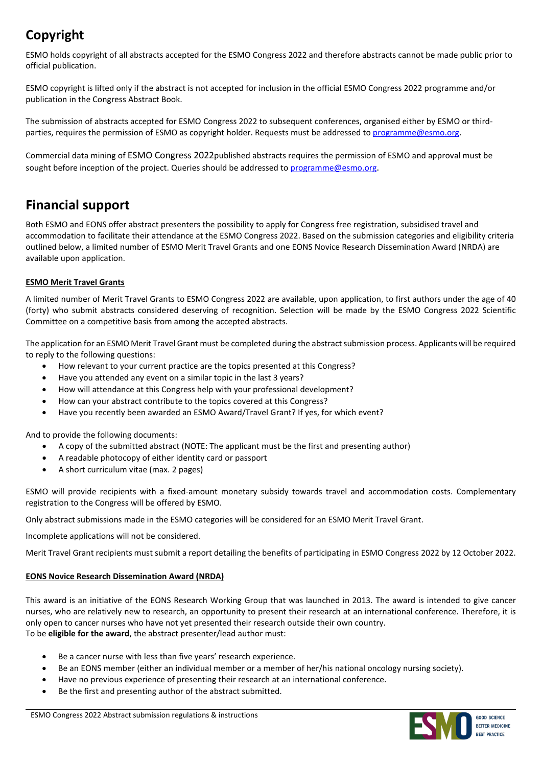# Copyright

ESMO holds copyright of all abstracts accepted for the ESMO Congress 2022 and therefore abstracts cannot be made public prior to official publication.

ESMO copyright is lifted only if the abstract is not accepted for inclusion in the official ESMO Congress 2022 programme and/or publication in the Congress Abstract Book.

The submission of abstracts accepted for ESMO Congress 2022 to subsequent conferences, organised either by ESMO or third-parties, requires the permission of ESMO as copyright holder. Requests must be addressed to programme@esmo.org.

Commercial data mining of ESMO Congress 2022published abstracts requires the permission of ESMO and approval must be sought before inception of the project. Queries should be addressed to programme@esmo.org.

# Financial support

Both ESMO and EONS offer abstract presenters the possibility to apply for Congress free registration, subsidised travel and accommodation to facilitate their attendance at the ESMO Congress 2022. Based on the submission categories and eligibility criteria outlined below, a limited number of ESMO Merit Travel Grants and one EONS Novice Research Dissemination Award (NRDA) are available upon application.

**ESMO Merit Travel Grants**

A limited number of Merit Travel Grants to ESMO Congress 2022 are available, upon application, to first authors under the age of 40 (forty) who submit abstracts considered deserving of recognition. Selection will be made by the ESMO Congress 2022 Scientific Committee on a competitive basis from among the accepted abstracts.

The application for an ESMO Merit Travel Grant must be completed during the abstract submission process. Applicants will be required to reply to the following questions:

- How relevant to your current practice are the topics presented at this Congress?
- Have you attended any event on a similar topic in the last 3 years?
- How will attendance at this Congress help with your professional development?
- How can your abstract contribute to the topics covered at this Congress?
- Have you recently been awarded an ESMO Award/Travel Grant? If yes, for which event?

And to provide the following documents:

- A copy of the submitted abstract (NOTE: The applicant must be the first and presenting author)
- A readable photocopy of either identity card or passport
- A short curriculum vitae (max. 2 pages)

ESMO will provide recipients with a fixed-amount monetary subsidy towards travel and accommodation costs. Complementary registration to the Congress will be offered by ESMO.

Only abstract submissions made in the ESMO categories will be considered for an ESMO Merit Travel Grant.

Incomplete applications will not be considered.

Merit Travel Grant recipients must submit a report detailing the benefits of participating in ESMO Congress 2022 by 12 October 2022.

**EONS Novice Research Dissemination Award (NRDA)**

This award is an initiative of the EONS Research Working Group that was launched in 2013. The award is intended to give cancer nurses, who are relatively new to research, an opportunity to present their research at an international conference. Therefore, it is only open to cancer nurses who have not yet presented their research outside their own country.
To be **eligible for the award**, the abstract presenter/lead author must:

- Be a cancer nurse with less than five years' research experience.
- Be an EONS member (either an individual member or a member of her/his national oncology nursing society).
- Have no previous experience of presenting their research at an international conference.
- Be the first and presenting author of the abstract submitted.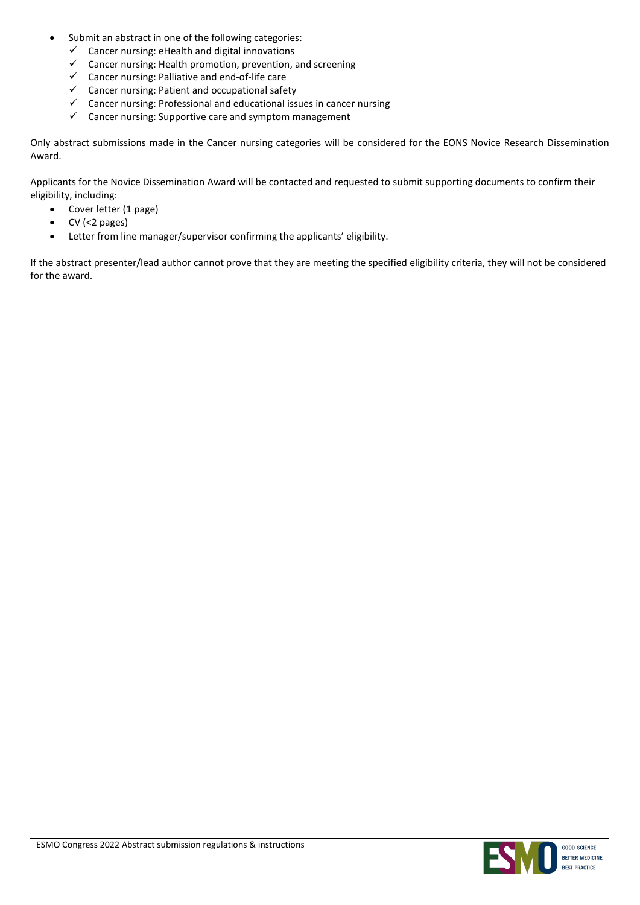- Submit an abstract in one of the following categories:
  - ✓ Cancer nursing: eHealth and digital innovations
  - ✓ Cancer nursing: Health promotion, prevention, and screening
  - ✓ Cancer nursing: Palliative and end-of-life care
  - ✓ Cancer nursing: Patient and occupational safety
  - ✓ Cancer nursing: Professional and educational issues in cancer nursing
  - ✓ Cancer nursing: Supportive care and symptom management

Only abstract submissions made in the Cancer nursing categories will be considered for the EONS Novice Research Dissemination Award.

Applicants for the Novice Dissemination Award will be contacted and requested to submit supporting documents to confirm their eligibility, including:

- Cover letter (1 page)
- CV (<2 pages)
- Letter from line manager/supervisor confirming the applicants' eligibility.

If the abstract presenter/lead author cannot prove that they are meeting the specified eligibility criteria, they will not be considered for the award.